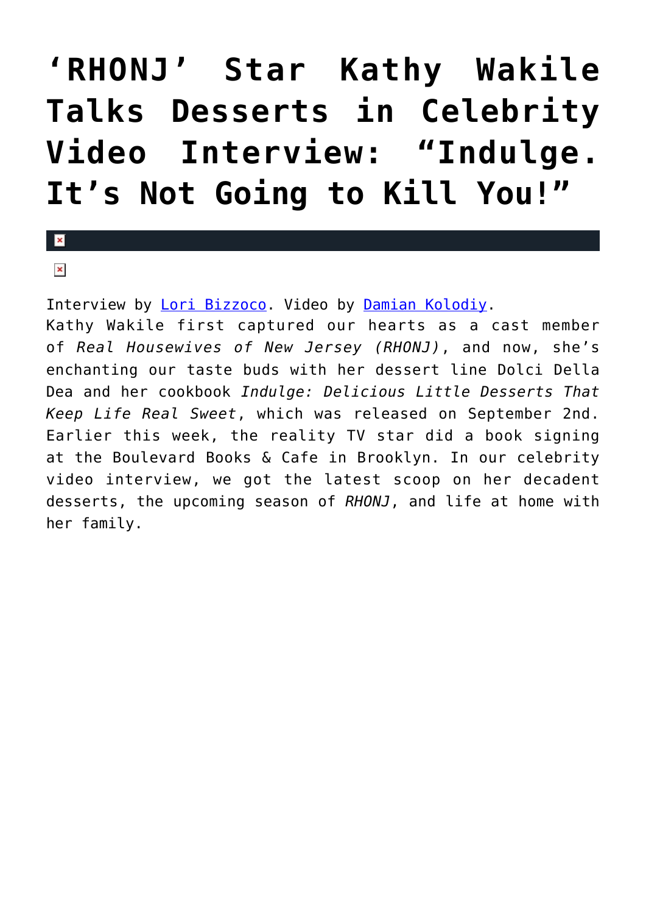# 'RHONJ' Star Kathy Wakile Talks Desserts in Celebrity Video Interview: "Indulge. It's Not Going to Kill You!"

Interview by Lori Bizzoco. Video by Damian Kolodiy.

Kathy Wakile first captured our hearts as a cast member of *Real Housewives of New Jersey (RHONJ)*, and now, she's enchanting our taste buds with her dessert line Dolci Della Dea and her cookbook *Indulge: Delicious Little Desserts That Keep Life Real Sweet*, which was released on September 2nd. Earlier this week, the reality TV star did a book signing at the Boulevard Books & Cafe in Brooklyn. In our celebrity video interview, we got the latest scoop on her decadent desserts, the upcoming season of *RHONJ*, and life at home with her family.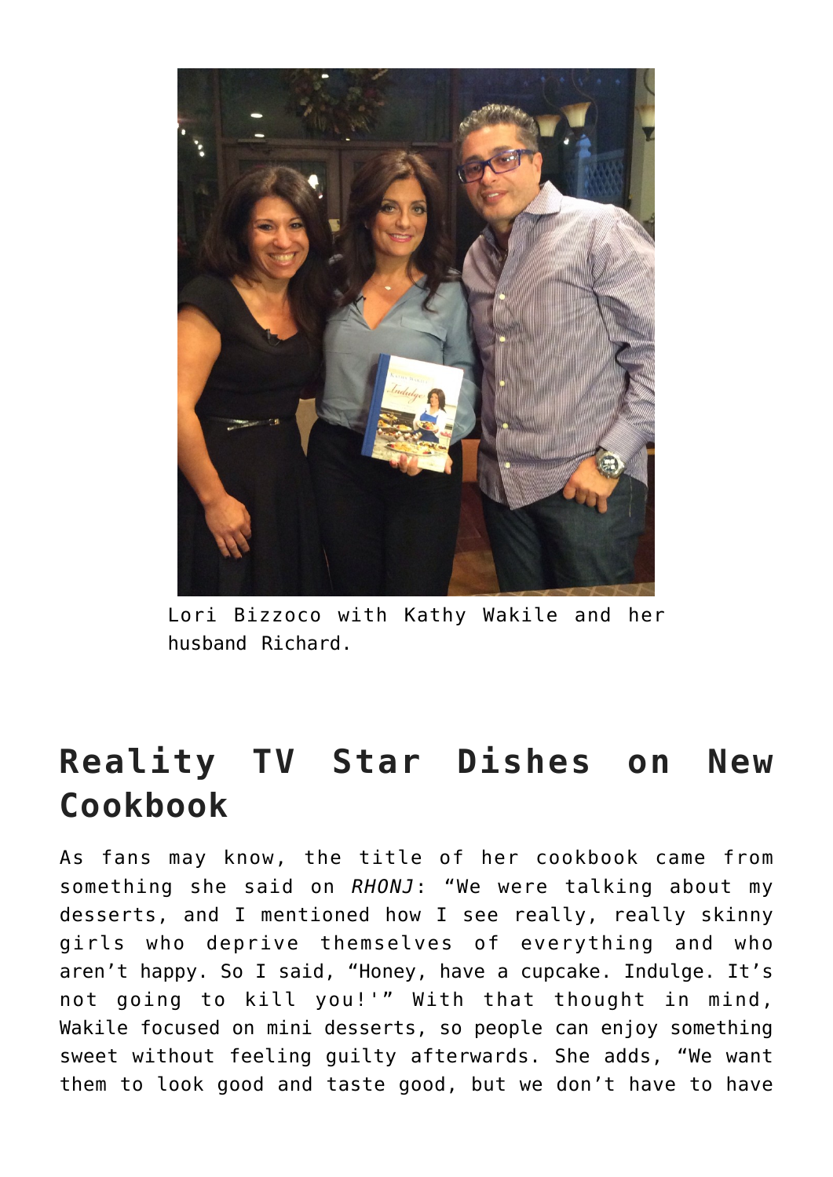Lori Bizzoco with Kathy Wakile and her husband Richard.

## Reality TV Star Dishes on New Cookbook

As fans may know, the title of her cookbook came from something she said on *RHONJ*: "We were talking about my desserts, and I mentioned how I see really, really skinny girls who deprive themselves of everything and who aren't happy. So I said, "Honey, have a cupcake. Indulge. It's not going to kill you!'" With that thought in mind, Wakile focused on mini desserts, so people can enjoy something sweet without feeling guilty afterwards. She adds, "We want them to look good and taste good, but we don't have to have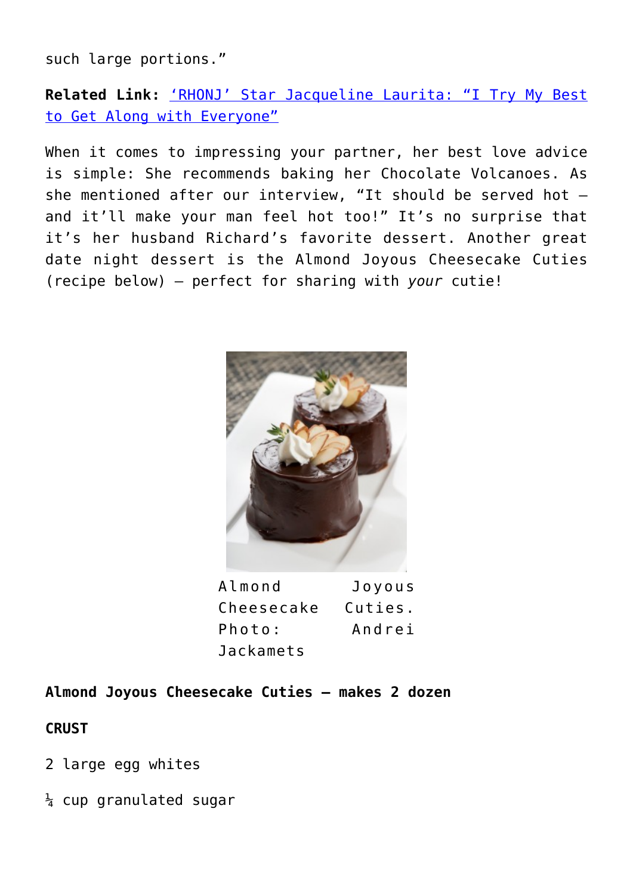such large portions."

**Related Link:** 'RHONJ' Star Jacqueline Laurita: "I Try My Best to Get Along with Everyone"

When it comes to impressing your partner, her best love advice is simple: She recommends baking her Chocolate Volcanoes. As she mentioned after our interview, "It should be served hot – and it'll make your man feel hot too!" It's no surprise that it's her husband Richard's favorite dessert. Another great date night dessert is the Almond Joyous Cheesecake Cuties (recipe below) – perfect for sharing with *your* cutie!

Almond Joyous Cheesecake Cuties. Photo: Andrei Jackamets

**Almond Joyous Cheesecake Cuties – makes 2 dozen**

**CRUST**

2 large egg whites

¼ cup granulated sugar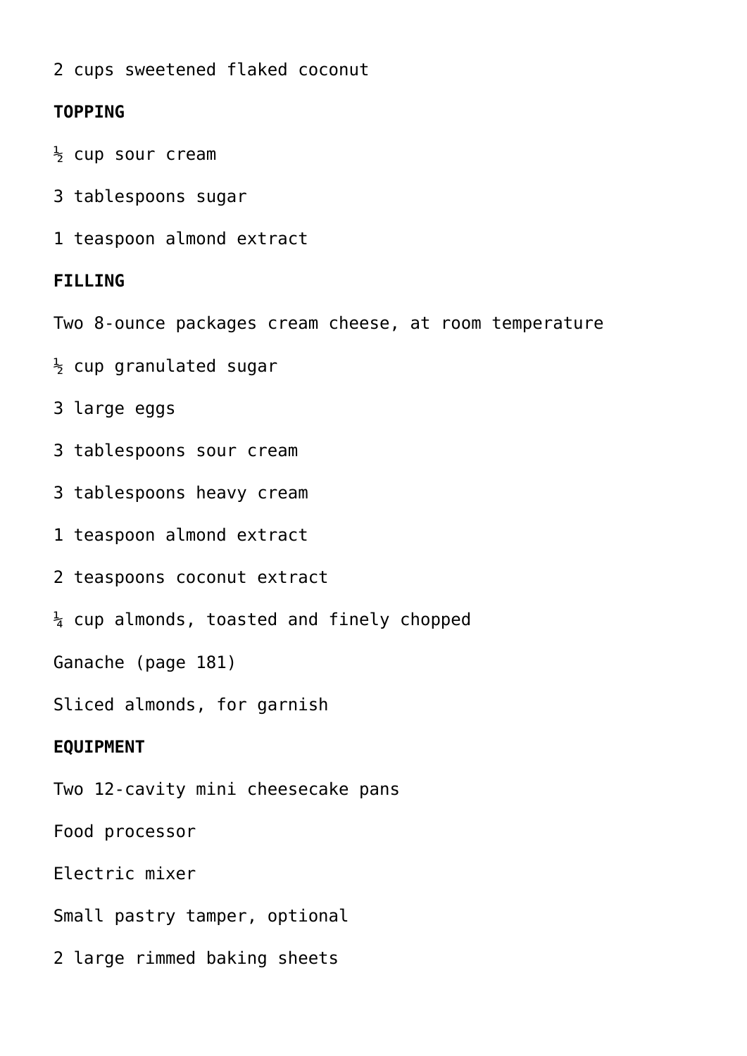2 cups sweetened flaked coconut

**TOPPING**

½ cup sour cream

3 tablespoons sugar

1 teaspoon almond extract

**FILLING**

Two 8-ounce packages cream cheese, at room temperature

½ cup granulated sugar

3 large eggs

3 tablespoons sour cream

3 tablespoons heavy cream

1 teaspoon almond extract

2 teaspoons coconut extract

¼ cup almonds, toasted and finely chopped

Ganache (page 181)

Sliced almonds, for garnish

**EQUIPMENT**

Two 12-cavity mini cheesecake pans

Food processor

Electric mixer

Small pastry tamper, optional

2 large rimmed baking sheets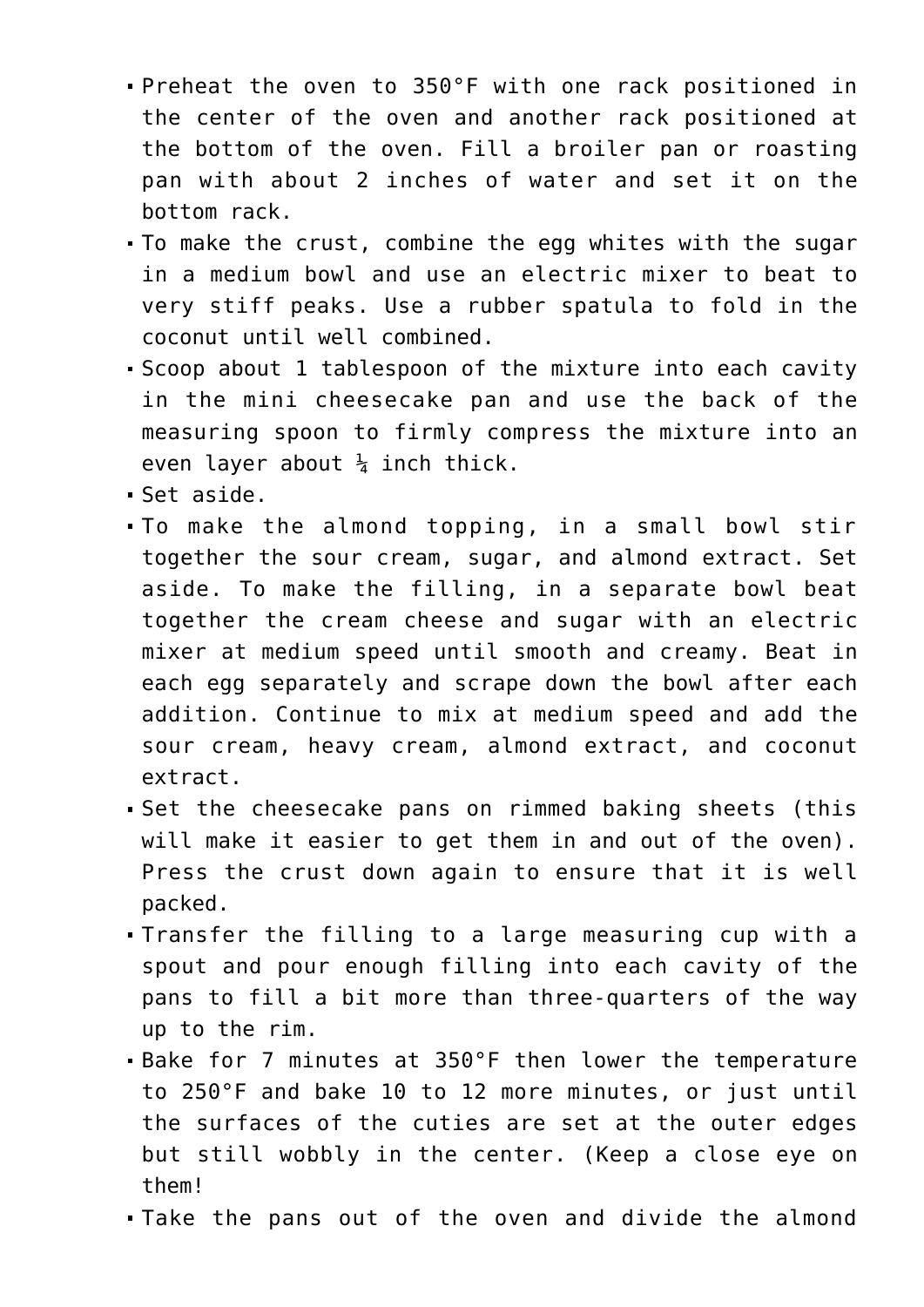- Preheat the oven to 350°F with one rack positioned in the center of the oven and another rack positioned at the bottom of the oven. Fill a broiler pan or roasting pan with about 2 inches of water and set it on the bottom rack.
- To make the crust, combine the egg whites with the sugar in a medium bowl and use an electric mixer to beat to very stiff peaks. Use a rubber spatula to fold in the coconut until well combined.
- Scoop about 1 tablespoon of the mixture into each cavity in the mini cheesecake pan and use the back of the measuring spoon to firmly compress the mixture into an even layer about ¼ inch thick.
- Set aside.
- To make the almond topping, in a small bowl stir together the sour cream, sugar, and almond extract. Set aside. To make the filling, in a separate bowl beat together the cream cheese and sugar with an electric mixer at medium speed until smooth and creamy. Beat in each egg separately and scrape down the bowl after each addition. Continue to mix at medium speed and add the sour cream, heavy cream, almond extract, and coconut extract.
- Set the cheesecake pans on rimmed baking sheets (this will make it easier to get them in and out of the oven). Press the crust down again to ensure that it is well packed.
- Transfer the filling to a large measuring cup with a spout and pour enough filling into each cavity of the pans to fill a bit more than three-quarters of the way up to the rim.
- Bake for 7 minutes at 350°F then lower the temperature to 250°F and bake 10 to 12 more minutes, or just until the surfaces of the cuties are set at the outer edges but still wobbly in the center. (Keep a close eye on them!
- Take the pans out of the oven and divide the almond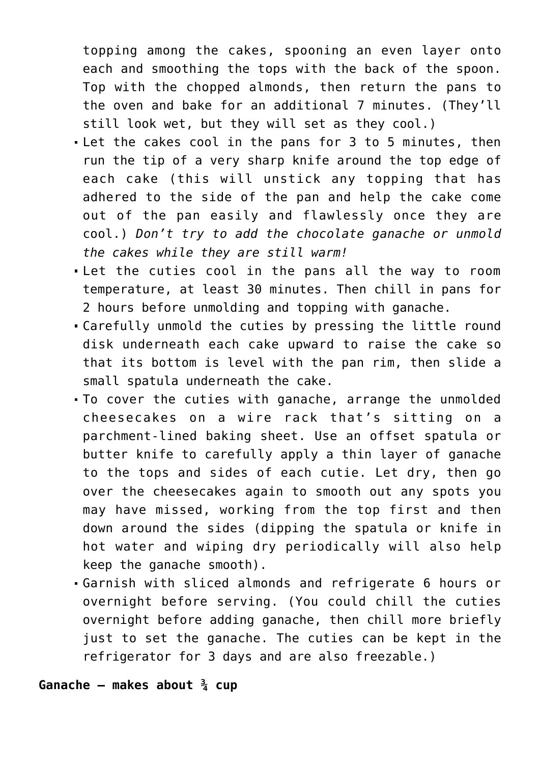topping among the cakes, spooning an even layer onto each and smoothing the tops with the back of the spoon. Top with the chopped almonds, then return the pans to the oven and bake for an additional 7 minutes. (They'll still look wet, but they will set as they cool.)

- Let the cakes cool in the pans for 3 to 5 minutes, then run the tip of a very sharp knife around the top edge of each cake (this will unstick any topping that has adhered to the side of the pan and help the cake come out of the pan easily and flawlessly once they are cool.) *Don't try to add the chocolate ganache or unmold the cakes while they are still warm!*
- Let the cuties cool in the pans all the way to room temperature, at least 30 minutes. Then chill in pans for 2 hours before unmolding and topping with ganache.
- Carefully unmold the cuties by pressing the little round disk underneath each cake upward to raise the cake so that its bottom is level with the pan rim, then slide a small spatula underneath the cake.
- To cover the cuties with ganache, arrange the unmolded cheesecakes on a wire rack that's sitting on a parchment-lined baking sheet. Use an offset spatula or butter knife to carefully apply a thin layer of ganache to the tops and sides of each cutie. Let dry, then go over the cheesecakes again to smooth out any spots you may have missed, working from the top first and then down around the sides (dipping the spatula or knife in hot water and wiping dry periodically will also help keep the ganache smooth).
- Garnish with sliced almonds and refrigerate 6 hours or overnight before serving. (You could chill the cuties overnight before adding ganache, then chill more briefly just to set the ganache. The cuties can be kept in the refrigerator for 3 days and are also freezable.)

**Ganache – makes about ¾ cup**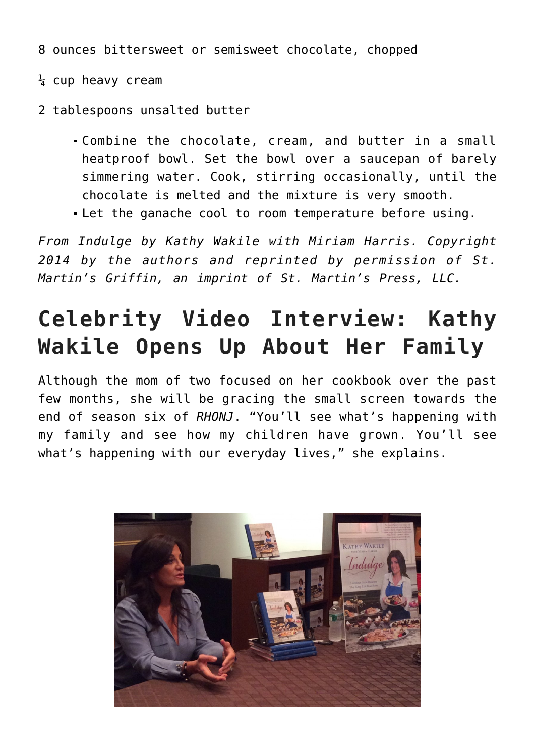8 ounces bittersweet or semisweet chocolate, chopped

¼ cup heavy cream

2 tablespoons unsalted butter

- Combine the chocolate, cream, and butter in a small heatproof bowl. Set the bowl over a saucepan of barely simmering water. Cook, stirring occasionally, until the chocolate is melted and the mixture is very smooth.
- Let the ganache cool to room temperature before using.

*From Indulge by Kathy Wakile with Miriam Harris. Copyright 2014 by the authors and reprinted by permission of St. Martin's Griffin, an imprint of St. Martin's Press, LLC.*

## Celebrity Video Interview: Kathy Wakile Opens Up About Her Family

Although the mom of two focused on her cookbook over the past few months, she will be gracing the small screen towards the end of season six of *RHONJ*. "You'll see what's happening with my family and see how my children have grown. You'll see what's happening with our everyday lives," she explains.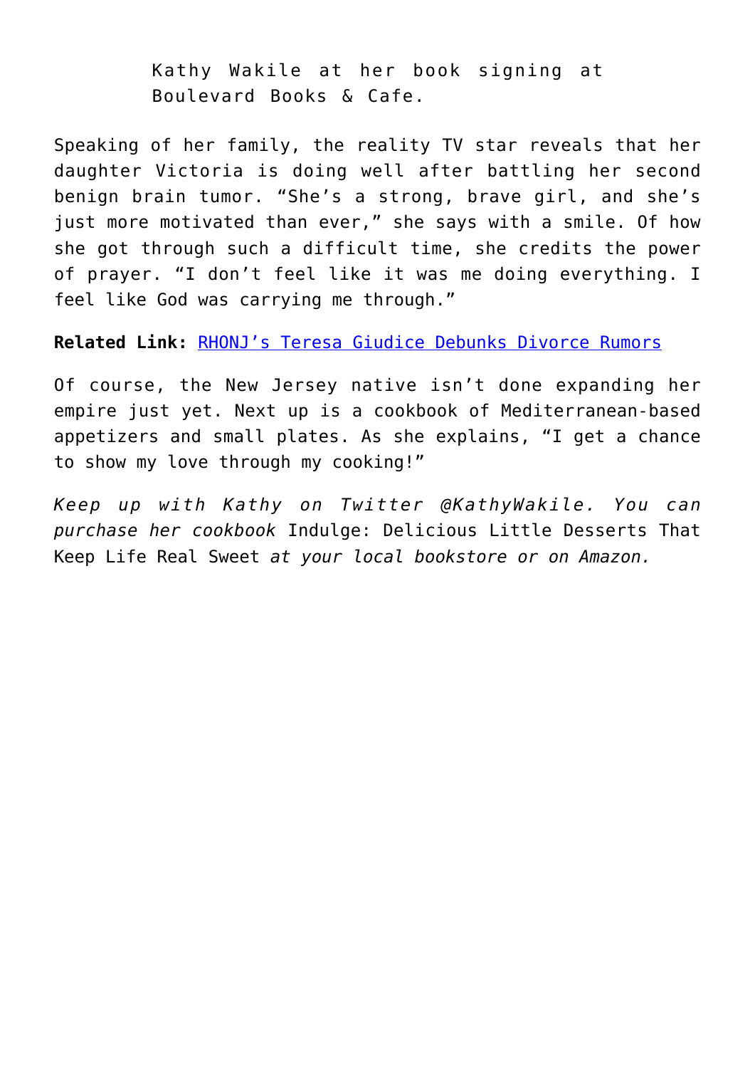Kathy Wakile at her book signing at Boulevard Books & Cafe.

Speaking of her family, the reality TV star reveals that her daughter Victoria is doing well after battling her second benign brain tumor. "She's a strong, brave girl, and she's just more motivated than ever," she says with a smile. Of how she got through such a difficult time, she credits the power of prayer. "I don't feel like it was me doing everything. I feel like God was carrying me through."

**Related Link:** RHONJ's Teresa Giudice Debunks Divorce Rumors

Of course, the New Jersey native isn't done expanding her empire just yet. Next up is a cookbook of Mediterranean-based appetizers and small plates. As she explains, "I get a chance to show my love through my cooking!"

*Keep up with Kathy on Twitter @KathyWakile. You can purchase her cookbook* Indulge: Delicious Little Desserts That Keep Life Real Sweet *at your local bookstore or on Amazon.*